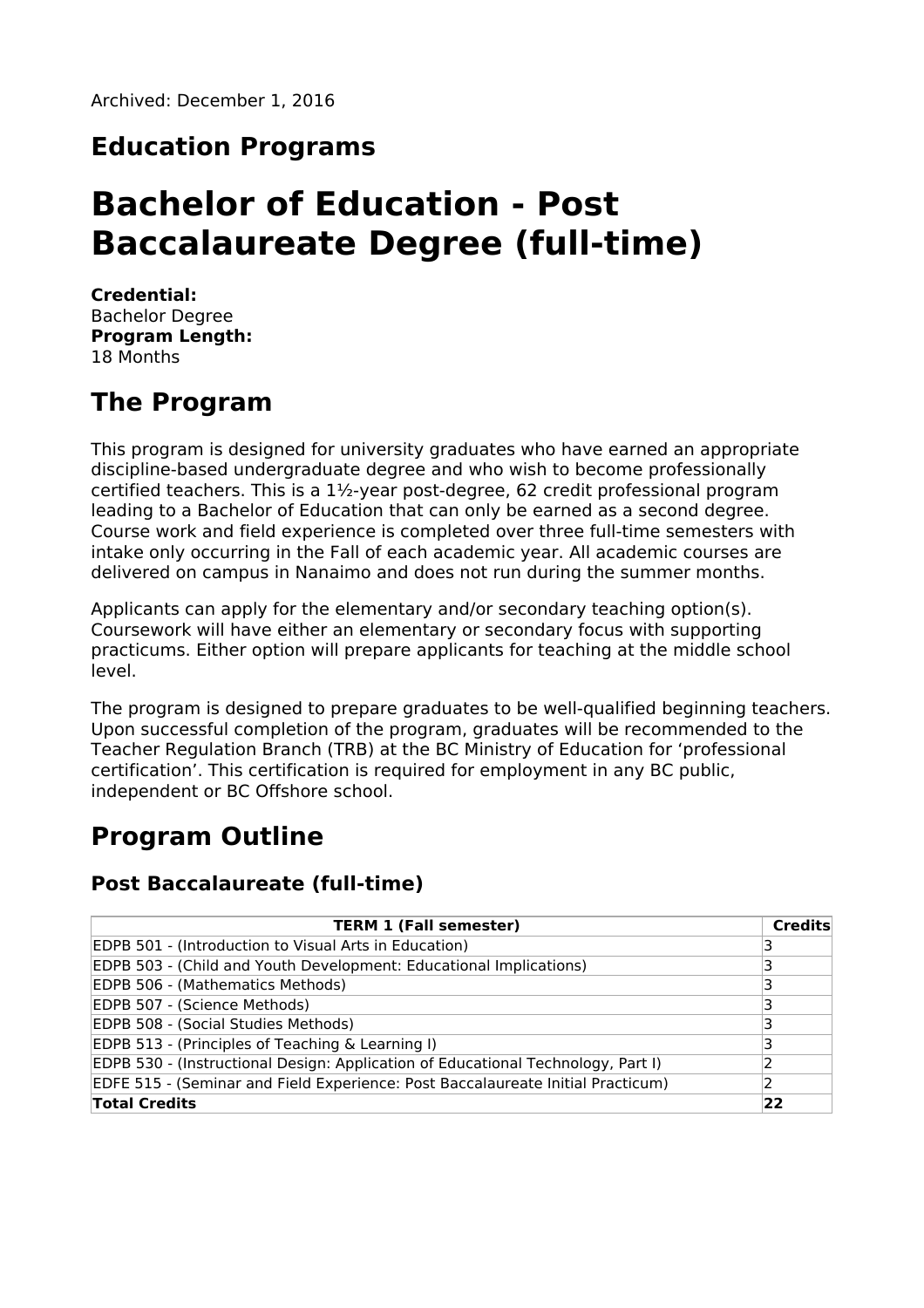Archived: December 1, 2016

## Education Programs

# Bachelor of Education - Post Baccalaureate Degree (full-time)

**Credential:**
Bachelor Degree
**Program Length:**
18 Months

## The Program

This program is designed for university graduates who have earned an appropriate discipline-based undergraduate degree and who wish to become professionally certified teachers. This is a 1½-year post-degree, 62 credit professional program leading to a Bachelor of Education that can only be earned as a second degree. Course work and field experience is completed over three full-time semesters with intake only occurring in the Fall of each academic year. All academic courses are delivered on campus in Nanaimo and does not run during the summer months.

Applicants can apply for the elementary and/or secondary teaching option(s). Coursework will have either an elementary or secondary focus with supporting practicums. Either option will prepare applicants for teaching at the middle school level.

The program is designed to prepare graduates to be well-qualified beginning teachers. Upon successful completion of the program, graduates will be recommended to the Teacher Regulation Branch (TRB) at the BC Ministry of Education for 'professional certification'. This certification is required for employment in any BC public, independent or BC Offshore school.

## Program Outline

### Post Baccalaureate (full-time)

| TERM 1 (Fall semester) | Credits |
|---|---|
| EDPB 501 - (Introduction to Visual Arts in Education) | 3 |
| EDPB 503 - (Child and Youth Development: Educational Implications) | 3 |
| EDPB 506 - (Mathematics Methods) | 3 |
| EDPB 507 - (Science Methods) | 3 |
| EDPB 508 - (Social Studies Methods) | 3 |
| EDPB 513 - (Principles of Teaching & Learning I) | 3 |
| EDPB 530 - (Instructional Design: Application of Educational Technology, Part I) | 2 |
| EDFE 515 - (Seminar and Field Experience: Post Baccalaureate Initial Practicum) | 2 |
| **Total Credits** | **22** |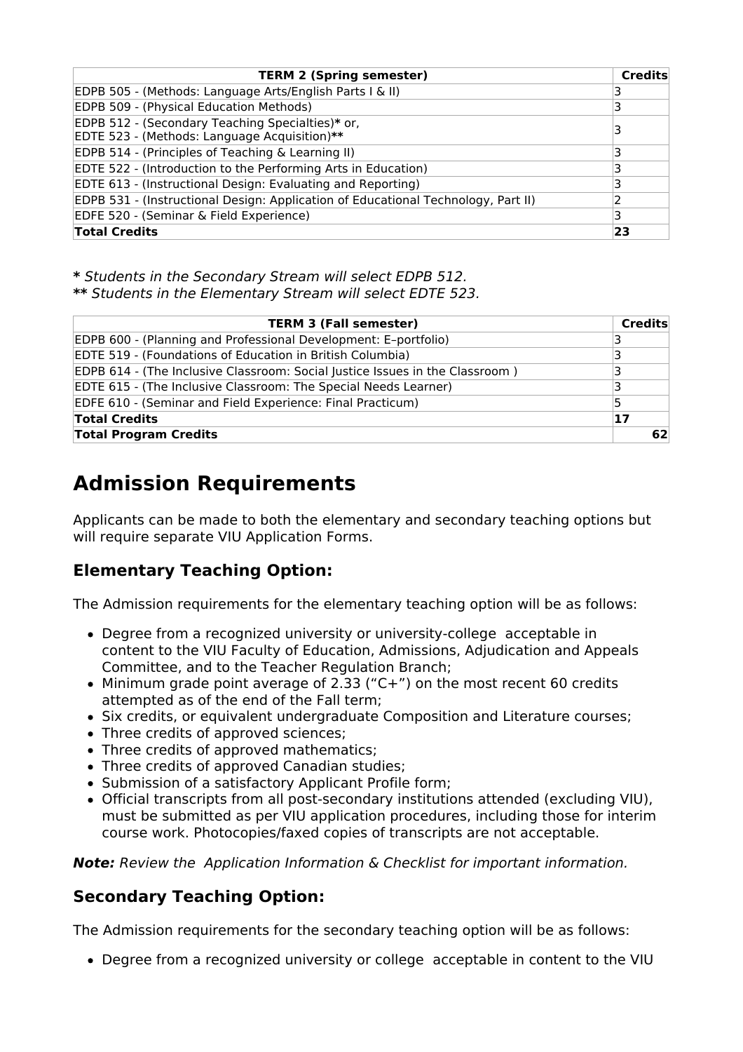| TERM 2 (Spring semester) | Credits |
| --- | --- |
| EDPB 505 - (Methods: Language Arts/English Parts I & II) | 3 |
| EDPB 509 - (Physical Education Methods) | 3 |
| EDPB 512 - (Secondary Teaching Specialties)* or,<br>EDTE 523 - (Methods: Language Acquisition)** | 3 |
| EDPB 514 - (Principles of Teaching & Learning II) | 3 |
| EDTE 522 - (Introduction to the Performing Arts in Education) | 3 |
| EDTE 613 - (Instructional Design: Evaluating and Reporting) | 3 |
| EDPB 531 - (Instructional Design: Application of Educational Technology, Part II) | 2 |
| EDFE 520 - (Seminar & Field Experience) | 3 |
| **Total Credits** | **23** |

**\*** *Students in the Secondary Stream will select EDPB 512.*
**\*\*** *Students in the Elementary Stream will select EDTE 523.*

| TERM 3 (Fall semester) | Credits |
| --- | --- |
| EDPB 600 - (Planning and Professional Development: E–portfolio) | 3 |
| EDTE 519 - (Foundations of Education in British Columbia) | 3 |
| EDPB 614 - (The Inclusive Classroom: Social Justice Issues in the Classroom ) | 3 |
| EDTE 615 - (The Inclusive Classroom: The Special Needs Learner) | 3 |
| EDFE 610 - (Seminar and Field Experience: Final Practicum) | 5 |
| **Total Credits** | **17** |
| **Total Program Credits** | **62** |

# Admission Requirements

Applicants can be made to both the elementary and secondary teaching options but will require separate VIU Application Forms.

## Elementary Teaching Option:

The Admission requirements for the elementary teaching option will be as follows:

- Degree from a recognized university or university-college acceptable in content to the VIU Faculty of Education, Admissions, Adjudication and Appeals Committee, and to the Teacher Regulation Branch;
- Minimum grade point average of 2.33 ("C+") on the most recent 60 credits attempted as of the end of the Fall term;
- Six credits, or equivalent undergraduate Composition and Literature courses;
- Three credits of approved sciences;
- Three credits of approved mathematics;
- Three credits of approved Canadian studies;
- Submission of a satisfactory Applicant Profile form;
- Official transcripts from all post-secondary institutions attended (excluding VIU), must be submitted as per VIU application procedures, including those for interim course work. Photocopies/faxed copies of transcripts are not acceptable.

***Note:*** *Review the Application Information & Checklist for important information.*

## Secondary Teaching Option:

The Admission requirements for the secondary teaching option will be as follows:

- Degree from a recognized university or college acceptable in content to the VIU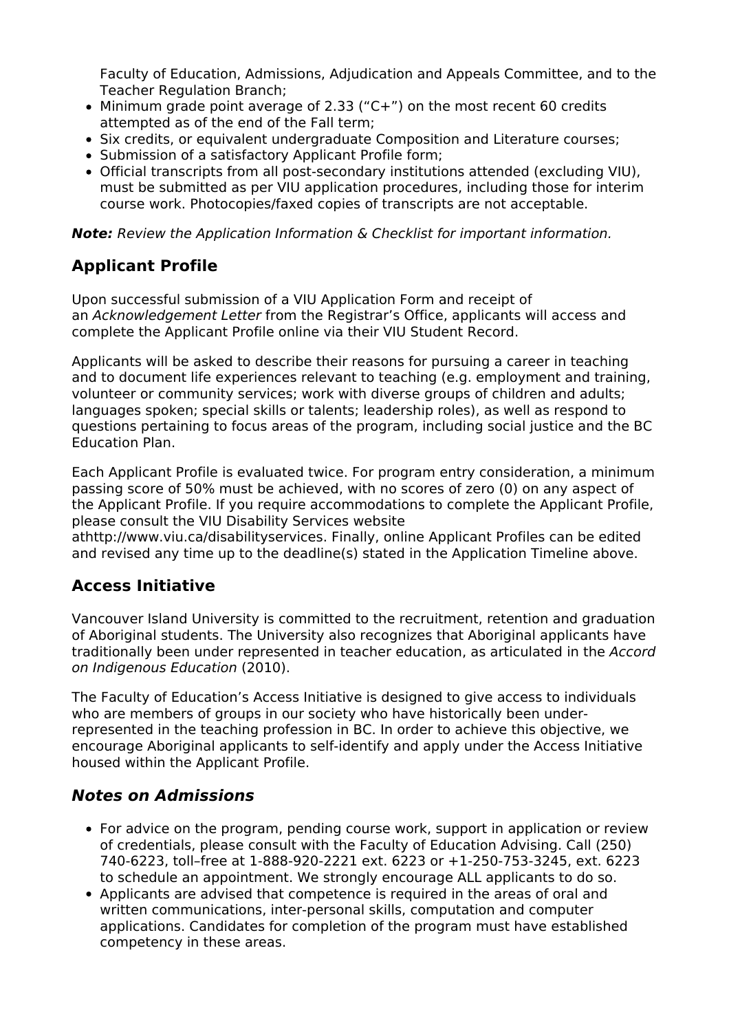Faculty of Education, Admissions, Adjudication and Appeals Committee, and to the Teacher Regulation Branch;

- Minimum grade point average of 2.33 (“C+”) on the most recent 60 credits attempted as of the end of the Fall term;
- Six credits, or equivalent undergraduate Composition and Literature courses;
- Submission of a satisfactory Applicant Profile form;
- Official transcripts from all post-secondary institutions attended (excluding VIU), must be submitted as per VIU application procedures, including those for interim course work. Photocopies/faxed copies of transcripts are not acceptable.

***Note:*** *Review the Application Information & Checklist for important information.*

## Applicant Profile

Upon successful submission of a VIU Application Form and receipt of an *Acknowledgement Letter* from the Registrar’s Office, applicants will access and complete the Applicant Profile online via their VIU Student Record.

Applicants will be asked to describe their reasons for pursuing a career in teaching and to document life experiences relevant to teaching (e.g. employment and training, volunteer or community services; work with diverse groups of children and adults; languages spoken; special skills or talents; leadership roles), as well as respond to questions pertaining to focus areas of the program, including social justice and the BC Education Plan.

Each Applicant Profile is evaluated twice. For program entry consideration, a minimum passing score of 50% must be achieved, with no scores of zero (0) on any aspect of the Applicant Profile. If you require accommodations to complete the Applicant Profile, please consult the VIU Disability Services website athttp://www.viu.ca/disabilityservices. Finally, online Applicant Profiles can be edited and revised any time up to the deadline(s) stated in the Application Timeline above.

## Access Initiative

Vancouver Island University is committed to the recruitment, retention and graduation of Aboriginal students. The University also recognizes that Aboriginal applicants have traditionally been under represented in teacher education, as articulated in the *Accord on Indigenous Education* (2010).

The Faculty of Education’s Access Initiative is designed to give access to individuals who are members of groups in our society who have historically been under-represented in the teaching profession in BC. In order to achieve this objective, we encourage Aboriginal applicants to self-identify and apply under the Access Initiative housed within the Applicant Profile.

## *Notes on Admissions*

- For advice on the program, pending course work, support in application or review of credentials, please consult with the Faculty of Education Advising. Call (250) 740-6223, toll–free at 1-888-920-2221 ext. 6223 or +1-250-753-3245, ext. 6223 to schedule an appointment. We strongly encourage ALL applicants to do so.
- Applicants are advised that competence is required in the areas of oral and written communications, inter-personal skills, computation and computer applications. Candidates for completion of the program must have established competency in these areas.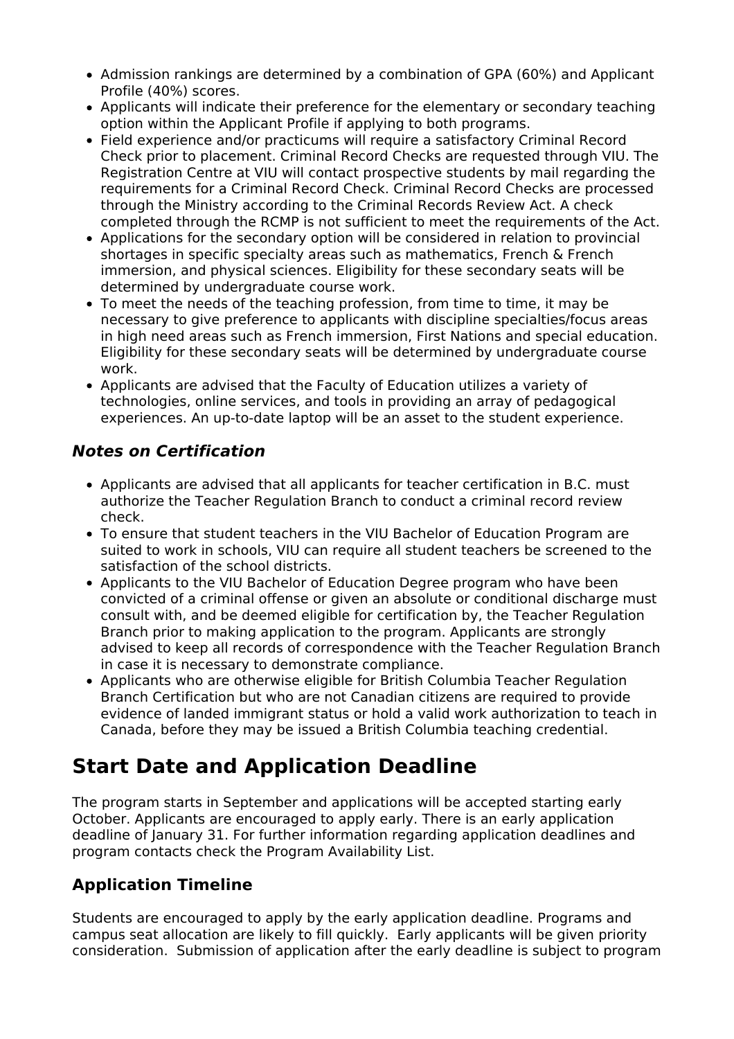- Admission rankings are determined by a combination of GPA (60%) and Applicant Profile (40%) scores.
- Applicants will indicate their preference for the elementary or secondary teaching option within the Applicant Profile if applying to both programs.
- Field experience and/or practicums will require a satisfactory Criminal Record Check prior to placement. Criminal Record Checks are requested through VIU. The Registration Centre at VIU will contact prospective students by mail regarding the requirements for a Criminal Record Check. Criminal Record Checks are processed through the Ministry according to the Criminal Records Review Act. A check completed through the RCMP is not sufficient to meet the requirements of the Act.
- Applications for the secondary option will be considered in relation to provincial shortages in specific specialty areas such as mathematics, French & French immersion, and physical sciences. Eligibility for these secondary seats will be determined by undergraduate course work.
- To meet the needs of the teaching profession, from time to time, it may be necessary to give preference to applicants with discipline specialties/focus areas in high need areas such as French immersion, First Nations and special education. Eligibility for these secondary seats will be determined by undergraduate course work.
- Applicants are advised that the Faculty of Education utilizes a variety of technologies, online services, and tools in providing an array of pedagogical experiences. An up-to-date laptop will be an asset to the student experience.

### ***Notes on Certification***

- Applicants are advised that all applicants for teacher certification in B.C. must authorize the Teacher Regulation Branch to conduct a criminal record review check.
- To ensure that student teachers in the VIU Bachelor of Education Program are suited to work in schools, VIU can require all student teachers be screened to the satisfaction of the school districts.
- Applicants to the VIU Bachelor of Education Degree program who have been convicted of a criminal offense or given an absolute or conditional discharge must consult with, and be deemed eligible for certification by, the Teacher Regulation Branch prior to making application to the program. Applicants are strongly advised to keep all records of correspondence with the Teacher Regulation Branch in case it is necessary to demonstrate compliance.
- Applicants who are otherwise eligible for British Columbia Teacher Regulation Branch Certification but who are not Canadian citizens are required to provide evidence of landed immigrant status or hold a valid work authorization to teach in Canada, before they may be issued a British Columbia teaching credential.

## Start Date and Application Deadline

The program starts in September and applications will be accepted starting early October. Applicants are encouraged to apply early. There is an early application deadline of January 31. For further information regarding application deadlines and program contacts check the Program Availability List.

### Application Timeline

Students are encouraged to apply by the early application deadline. Programs and campus seat allocation are likely to fill quickly. Early applicants will be given priority consideration. Submission of application after the early deadline is subject to program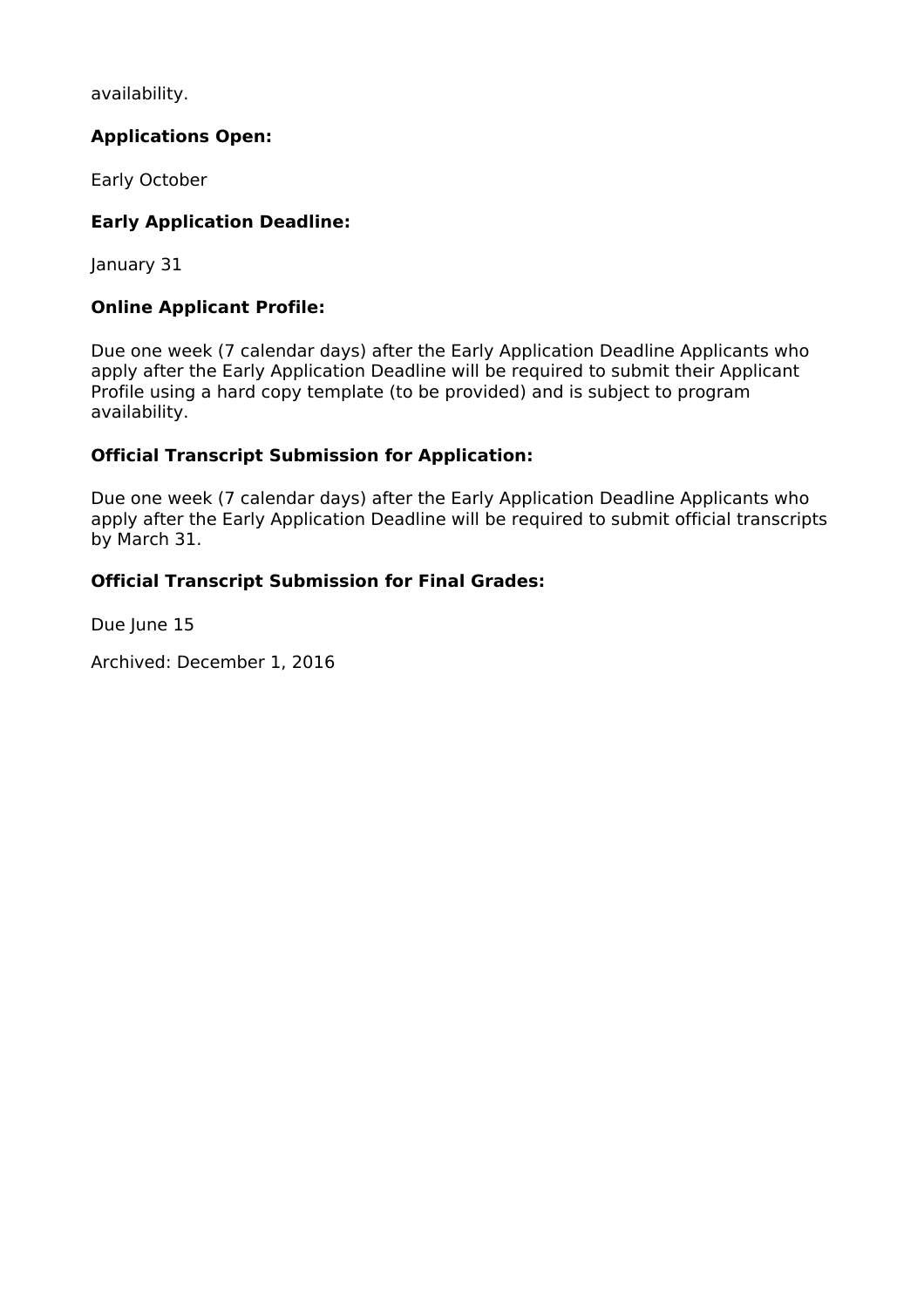availability.

**Applications Open:**

Early October

**Early Application Deadline:**

January 31

**Online Applicant Profile:**

Due one week (7 calendar days) after the Early Application Deadline Applicants who apply after the Early Application Deadline will be required to submit their Applicant Profile using a hard copy template (to be provided) and is subject to program availability.

**Official Transcript Submission for Application:**

Due one week (7 calendar days) after the Early Application Deadline Applicants who apply after the Early Application Deadline will be required to submit official transcripts by March 31.

**Official Transcript Submission for Final Grades:**

Due June 15

Archived: December 1, 2016